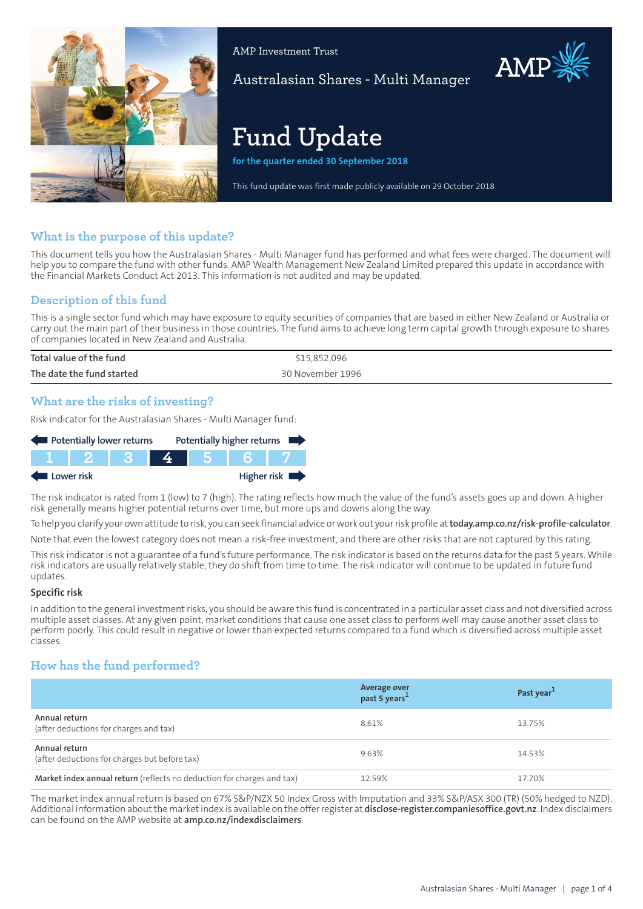AMP Investment Trust

Australasian Shares - Multi Manager

# Fund Update

**for the quarter ended 30 September 2018**

This fund update was first made publicly available on 29 October 2018

## What is the purpose of this update?

This document tells you how the Australasian Shares - Multi Manager fund has performed and what fees were charged. The document will help you to compare the fund with other funds. AMP Wealth Management New Zealand Limited prepared this update in accordance with the Financial Markets Conduct Act 2013. This information is not audited and may be updated.

## Description of this fund

This is a single sector fund which may have exposure to equity securities of companies that are based in either New Zealand or Australia or carry out the main part of their business in those countries. The fund aims to achieve long term capital growth through exposure to shares of companies located in New Zealand and Australia.

| | |
|---|---|
| Total value of the fund | $15,852,096 |
| The date the fund started | 30 November 1996 |

## What are the risks of investing?

Risk indicator for the Australasian Shares - Multi Manager fund:

Potentially lower returns ← → Potentially higher returns

| 1 | 2 | 3 | **4** | 5 | 6 | 7 |
|---|---|---|---|---|---|---|

Lower risk ← → Higher risk

The risk indicator is rated from 1 (low) to 7 (high). The rating reflects how much the value of the fund's assets goes up and down. A higher risk generally means higher potential returns over time, but more ups and downs along the way.

To help you clarify your own attitude to risk, you can seek financial advice or work out your risk profile at **today.amp.co.nz/risk-profile-calculator**.

Note that even the lowest category does not mean a risk-free investment, and there are other risks that are not captured by this rating.

This risk indicator is not a guarantee of a fund's future performance. The risk indicator is based on the returns data for the past 5 years. While risk indicators are usually relatively stable, they do shift from time to time. The risk indicator will continue to be updated in future fund updates.

### Specific risk

In addition to the general investment risks, you should be aware this fund is concentrated in a particular asset class and not diversified across multiple asset classes. At any given point, market conditions that cause one asset class to perform well may cause another asset class to perform poorly. This could result in negative or lower than expected returns compared to a fund which is diversified across multiple asset classes.

## How has the fund performed?

| | Average over past 5 years[1] | Past year[1] |
|---|---|---|
| **Annual return** (after deductions for charges and tax) | 8.61% | 13.75% |
| **Annual return** (after deductions for charges but before tax) | 9.63% | 14.53% |
| **Market index annual return** (reflects no deduction for charges and tax) | 12.59% | 17.70% |

The market index annual return is based on 67% S&P/NZX 50 Index Gross with Imputation and 33% S&P/ASX 300 (TR) (50% hedged to NZD). Additional information about the market index is available on the offer register at **disclose-register.companiesoffice.govt.nz**. Index disclaimers can be found on the AMP website at **amp.co.nz/indexdisclaimers**.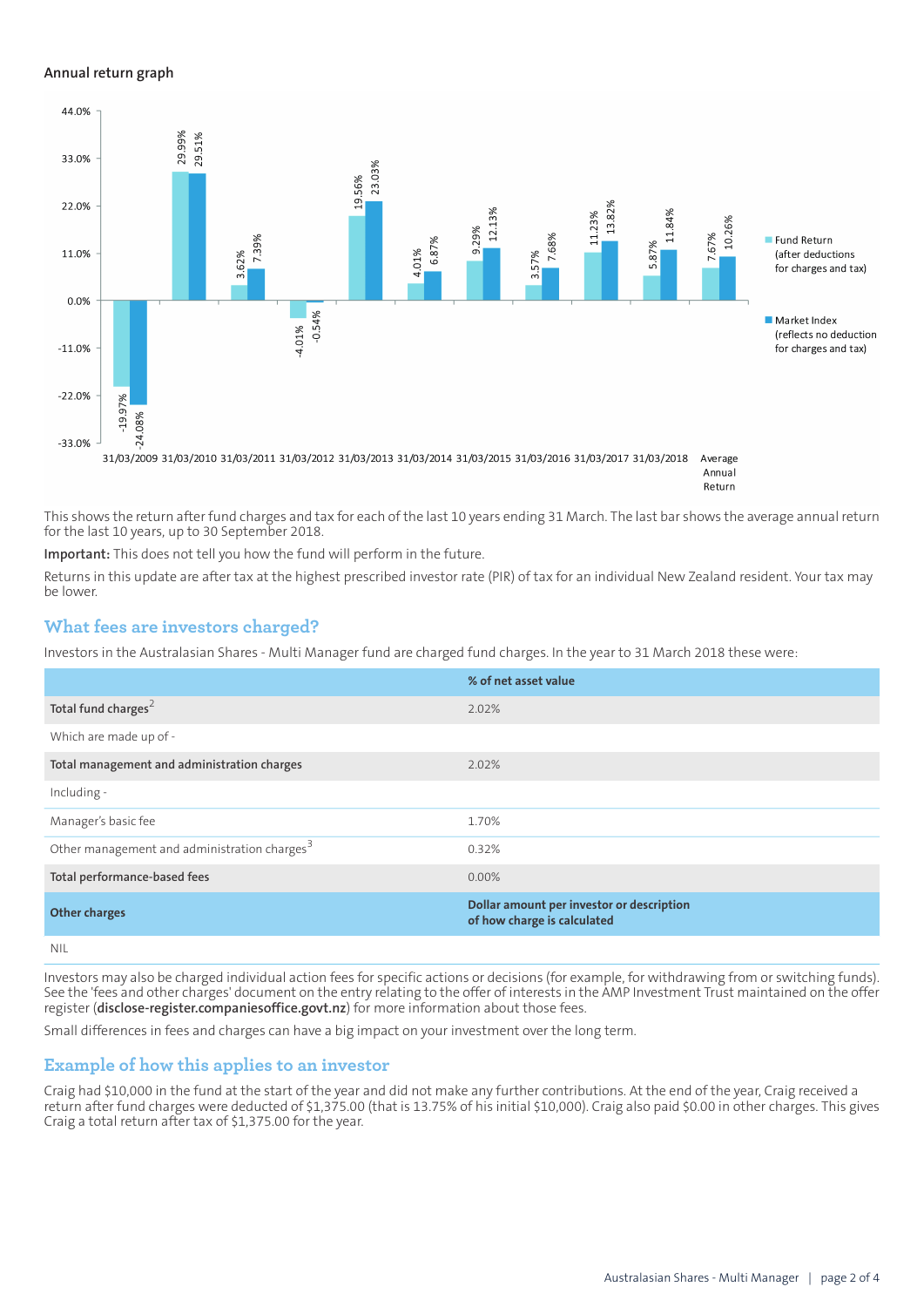#### Annual return graph

| Year | Fund Return (after deductions for charges and tax) | Market Index (reflects no deduction for charges and tax) |
|---|---|---|
| 31/03/2009 | -19.97% | -24.08% |
| 31/03/2010 | 29.99% | 29.51% |
| 31/03/2011 | 3.62% | 7.39% |
| 31/03/2012 | -4.01% | -0.54% |
| 31/03/2013 | 19.56% | 23.03% |
| 31/03/2014 | 4.01% | 6.87% |
| 31/03/2015 | 9.29% | 12.13% |
| 31/03/2016 | 3.57% | 7.68% |
| 31/03/2017 | 11.23% | 13.82% |
| 31/03/2018 | 5.87% | 11.84% |
| Average Annual Return | 7.67% | 10.26% |

This shows the return after fund charges and tax for each of the last 10 years ending 31 March. The last bar shows the average annual return for the last 10 years, up to 30 September 2018.

**Important:** This does not tell you how the fund will perform in the future.

Returns in this update are after tax at the highest prescribed investor rate (PIR) of tax for an individual New Zealand resident. Your tax may be lower.

## What fees are investors charged?

Investors in the Australasian Shares - Multi Manager fund are charged fund charges. In the year to 31 March 2018 these were:

| | % of net asset value |
|---|---|
| **Total fund charges**[2] | 2.02% |
| Which are made up of - | |
| **Total management and administration charges** | 2.02% |
| Including - | |
| Manager's basic fee | 1.70% |
| Other management and administration charges[3] | 0.32% |
| **Total performance-based fees** | 0.00% |
| **Other charges** | **Dollar amount per investor or description of how charge is calculated** |
| NIL | |

Investors may also be charged individual action fees for specific actions or decisions (for example, for withdrawing from or switching funds). See the 'fees and other charges' document on the entry relating to the offer of interests in the AMP Investment Trust maintained on the offer register (**disclose-register.companiesoffice.govt.nz**) for more information about those fees.

Small differences in fees and charges can have a big impact on your investment over the long term.

## Example of how this applies to an investor

Craig had $10,000 in the fund at the start of the year and did not make any further contributions. At the end of the year, Craig received a return after fund charges were deducted of $1,375.00 (that is 13.75% of his initial $10,000). Craig also paid $0.00 in other charges. This gives Craig a total return after tax of $1,375.00 for the year.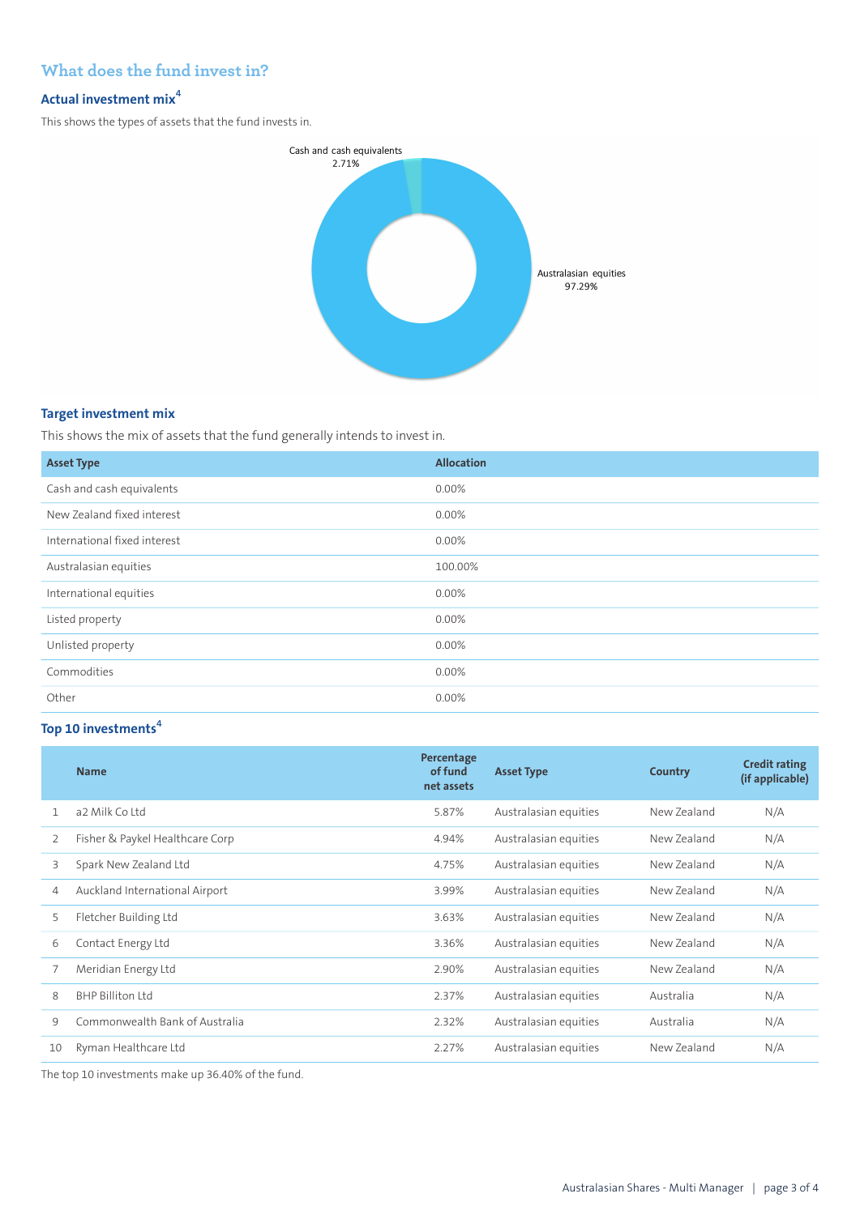## What does the fund invest in?

### Actual investment mix[4]

This shows the types of assets that the fund invests in.

Cash and cash equivalents 2.71%

Australasian equities 97.29%

### Target investment mix

This shows the mix of assets that the fund generally intends to invest in.

| Asset Type | Allocation |
|---|---|
| Cash and cash equivalents | 0.00% |
| New Zealand fixed interest | 0.00% |
| International fixed interest | 0.00% |
| Australasian equities | 100.00% |
| International equities | 0.00% |
| Listed property | 0.00% |
| Unlisted property | 0.00% |
| Commodities | 0.00% |
| Other | 0.00% |

### Top 10 investments[4]

| | Name | Percentage of fund net assets | Asset Type | Country | Credit rating (if applicable) |
|---|---|---|---|---|---|
| 1 | a2 Milk Co Ltd | 5.87% | Australasian equities | New Zealand | N/A |
| 2 | Fisher & Paykel Healthcare Corp | 4.94% | Australasian equities | New Zealand | N/A |
| 3 | Spark New Zealand Ltd | 4.75% | Australasian equities | New Zealand | N/A |
| 4 | Auckland International Airport | 3.99% | Australasian equities | New Zealand | N/A |
| 5 | Fletcher Building Ltd | 3.63% | Australasian equities | New Zealand | N/A |
| 6 | Contact Energy Ltd | 3.36% | Australasian equities | New Zealand | N/A |
| 7 | Meridian Energy Ltd | 2.90% | Australasian equities | New Zealand | N/A |
| 8 | BHP Billiton Ltd | 2.37% | Australasian equities | Australia | N/A |
| 9 | Commonwealth Bank of Australia | 2.32% | Australasian equities | Australia | N/A |
| 10 | Ryman Healthcare Ltd | 2.27% | Australasian equities | New Zealand | N/A |

The top 10 investments make up 36.40% of the fund.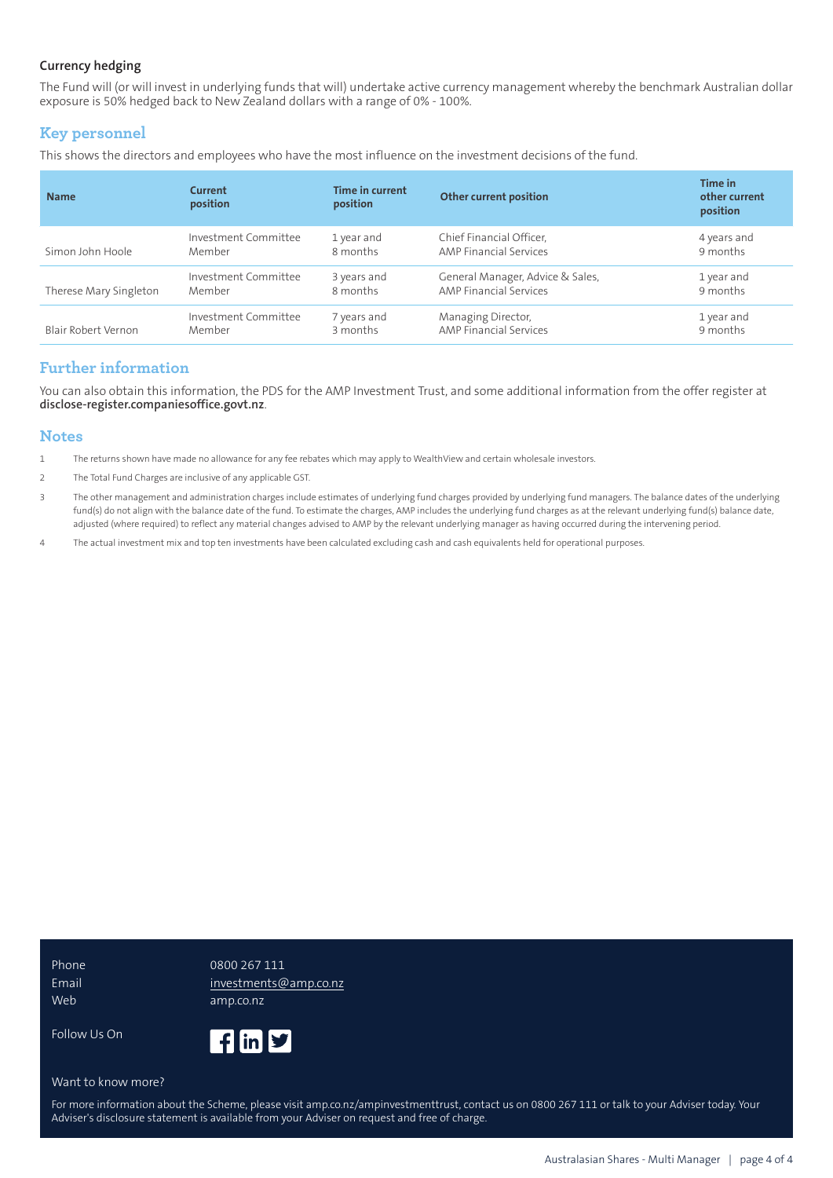### Currency hedging

The Fund will (or will invest in underlying funds that will) undertake active currency management whereby the benchmark Australian dollar exposure is 50% hedged back to New Zealand dollars with a range of 0% - 100%.

## Key personnel

This shows the directors and employees who have the most influence on the investment decisions of the fund.

| Name | Current position | Time in current position | Other current position | Time in other current position |
|---|---|---|---|---|
| Simon John Hoole | Investment Committee Member | 1 year and 8 months | Chief Financial Officer, AMP Financial Services | 4 years and 9 months |
| Therese Mary Singleton | Investment Committee Member | 3 years and 8 months | General Manager, Advice & Sales, AMP Financial Services | 1 year and 9 months |
| Blair Robert Vernon | Investment Committee Member | 7 years and 3 months | Managing Director, AMP Financial Services | 1 year and 9 months |

## Further information

You can also obtain this information, the PDS for the AMP Investment Trust, and some additional information from the offer register at **disclose-register.companiesoffice.govt.nz**.

## Notes

1. The returns shown have made no allowance for any fee rebates which may apply to WealthView and certain wholesale investors.
2. The Total Fund Charges are inclusive of any applicable GST.
3. The other management and administration charges include estimates of underlying fund charges provided by underlying fund managers. The balance dates of the underlying fund(s) do not align with the balance date of the fund. To estimate the charges, AMP includes the underlying fund charges as at the relevant underlying fund(s) balance date, adjusted (where required) to reflect any material changes advised to AMP by the relevant underlying manager as having occurred during the intervening period.
4. The actual investment mix and top ten investments have been calculated excluding cash and cash equivalents held for operational purposes.

Phone 0800 267 111
Email investments@amp.co.nz
Web amp.co.nz

Follow Us On

Want to know more?

For more information about the Scheme, please visit amp.co.nz/ampinvestmenttrust, contact us on 0800 267 111 or talk to your Adviser today. Your Adviser's disclosure statement is available from your Adviser on request and free of charge.